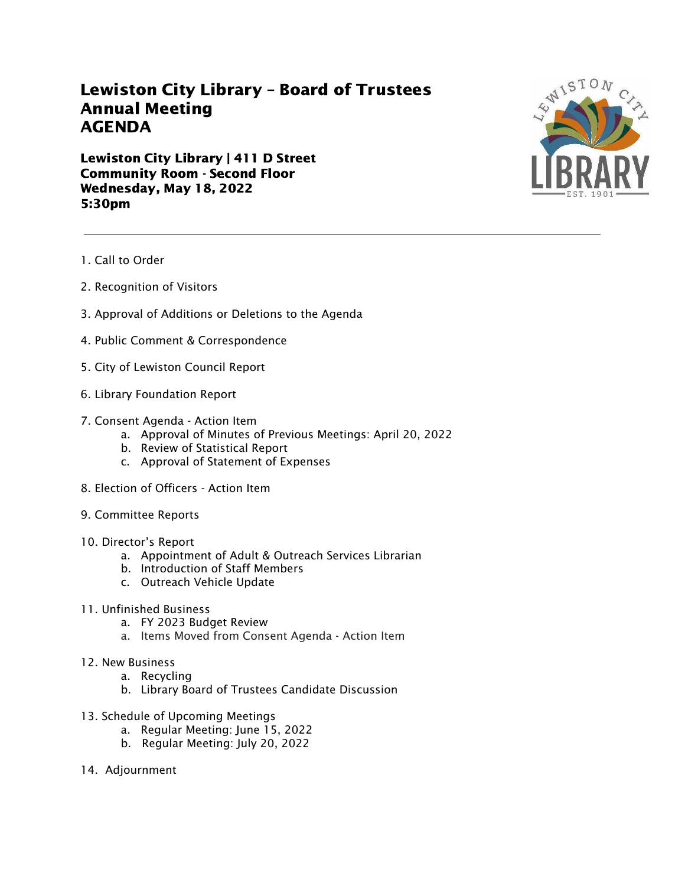# Lewiston City Library – Board of Trustees Annual Meeting AGENDA

**Lewiston City Library | 411 D Street**
**Community Room - Second Floor**
**Wednesday, May 18, 2022**
**5:30pm**

---

1. Call to Order

2. Recognition of Visitors

3. Approval of Additions or Deletions to the Agenda

4. Public Comment & Correspondence

5. City of Lewiston Council Report

6. Library Foundation Report

7. Consent Agenda - Action Item
   - a. Approval of Minutes of Previous Meetings: April 20, 2022
   - b. Review of Statistical Report
   - c. Approval of Statement of Expenses

8. Election of Officers - Action Item

9. Committee Reports

10. Director's Report
    - a. Appointment of Adult & Outreach Services Librarian
    - b. Introduction of Staff Members
    - c. Outreach Vehicle Update

11. Unfinished Business
    - a. FY 2023 Budget Review
    - a. Items Moved from Consent Agenda - Action Item

12. New Business
    - a. Recycling
    - b. Library Board of Trustees Candidate Discussion

13. Schedule of Upcoming Meetings
    - a. Regular Meeting: June 15, 2022
    - b. Regular Meeting: July 20, 2022

14. Adjournment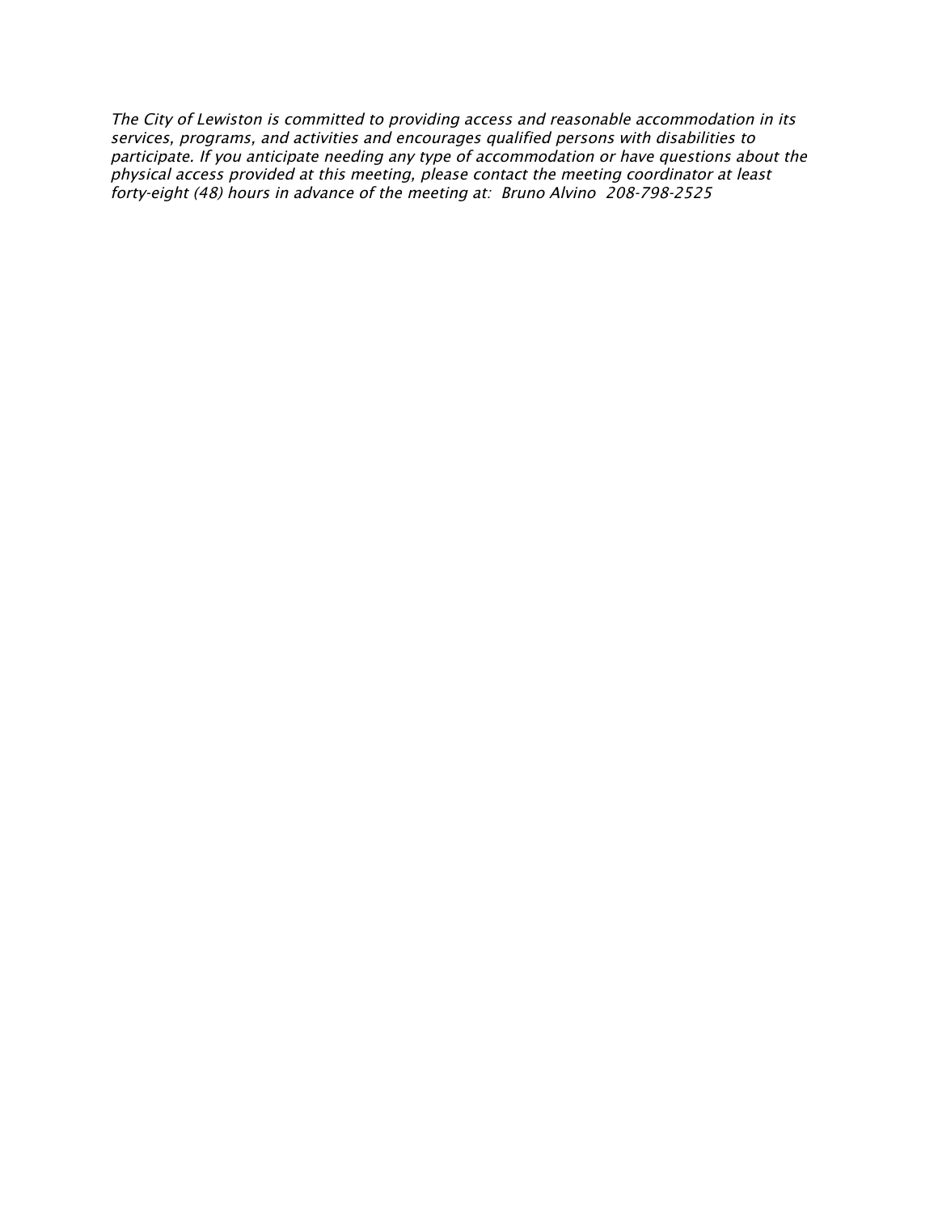*The City of Lewiston is committed to providing access and reasonable accommodation in its services, programs, and activities and encourages qualified persons with disabilities to participate. If you anticipate needing any type of accommodation or have questions about the physical access provided at this meeting, please contact the meeting coordinator at least forty-eight (48) hours in advance of the meeting at: Bruno Alvino 208-798-2525*